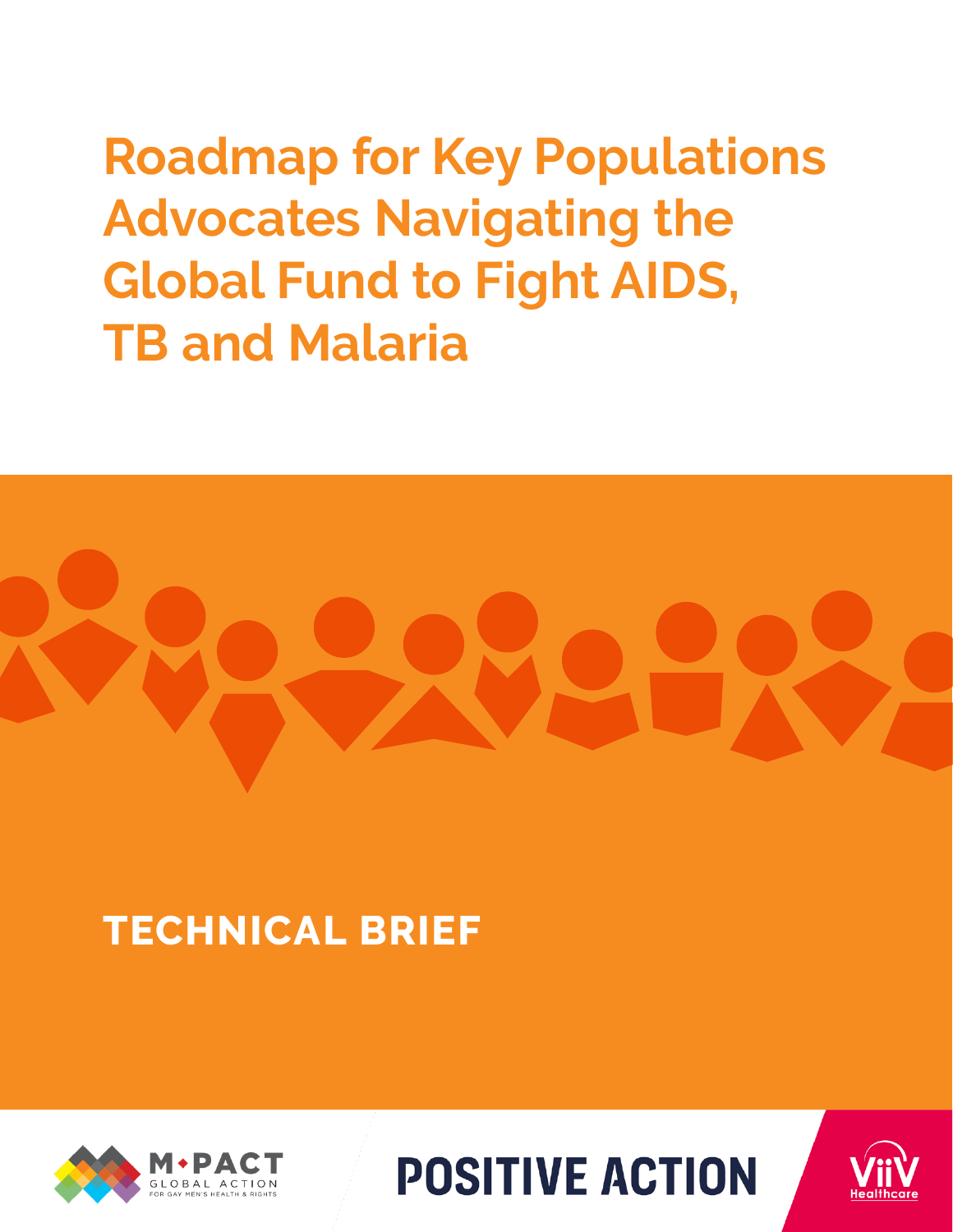# Roadmap for Key Populations Advocates Navigating the Global Fund to Fight AIDS, TB and Malaria

## TECHNICAL BRIEF

M•PACT GLOBAL ACTION FOR GAY MEN'S HEALTH & RIGHTS

POSITIVE ACTION

ViiV Healthcare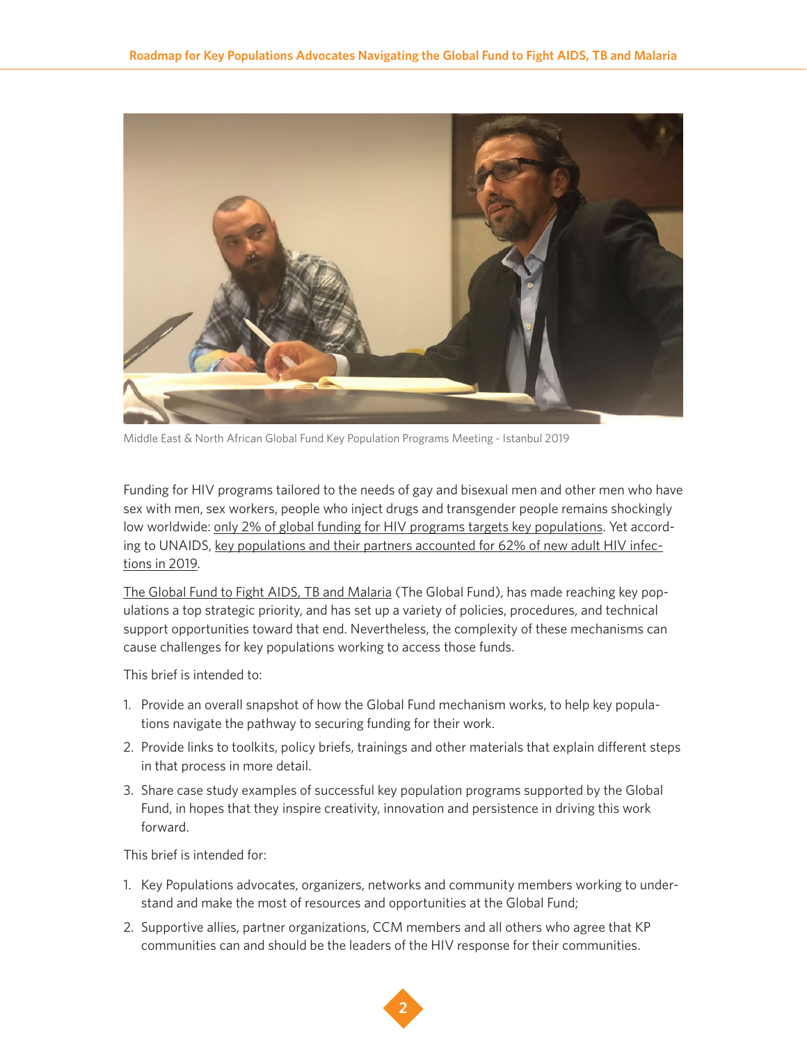Middle East & North African Global Fund Key Population Programs Meeting - Istanbul 2019

Funding for HIV programs tailored to the needs of gay and bisexual men and other men who have sex with men, sex workers, people who inject drugs and transgender people remains shockingly low worldwide: only 2% of global funding for HIV programs targets key populations. Yet according to UNAIDS, key populations and their partners accounted for 62% of new adult HIV infections in 2019.

The Global Fund to Fight AIDS, TB and Malaria (The Global Fund), has made reaching key populations a top strategic priority, and has set up a variety of policies, procedures, and technical support opportunities toward that end. Nevertheless, the complexity of these mechanisms can cause challenges for key populations working to access those funds.

This brief is intended to:

1. Provide an overall snapshot of how the Global Fund mechanism works, to help key populations navigate the pathway to securing funding for their work.
2. Provide links to toolkits, policy briefs, trainings and other materials that explain different steps in that process in more detail.
3. Share case study examples of successful key population programs supported by the Global Fund, in hopes that they inspire creativity, innovation and persistence in driving this work forward.

This brief is intended for:

1. Key Populations advocates, organizers, networks and community members working to understand and make the most of resources and opportunities at the Global Fund;
2. Supportive allies, partner organizations, CCM members and all others who agree that KP communities can and should be the leaders of the HIV response for their communities.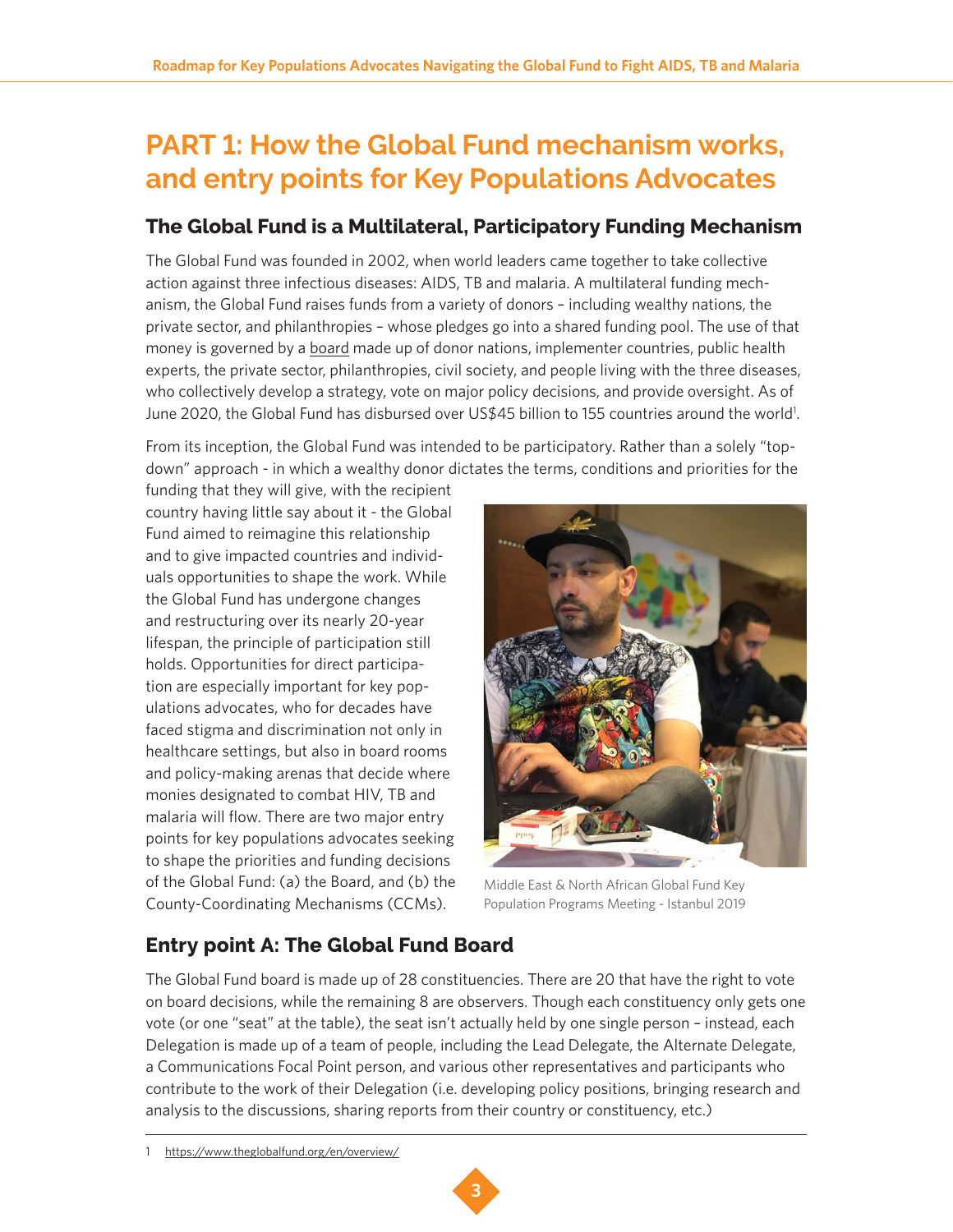# PART 1: How the Global Fund mechanism works, and entry points for Key Populations Advocates

## The Global Fund is a Multilateral, Participatory Funding Mechanism

The Global Fund was founded in 2002, when world leaders came together to take collective action against three infectious diseases: AIDS, TB and malaria. A multilateral funding mechanism, the Global Fund raises funds from a variety of donors – including wealthy nations, the private sector, and philanthropies – whose pledges go into a shared funding pool. The use of that money is governed by a board made up of donor nations, implementer countries, public health experts, the private sector, philanthropies, civil society, and people living with the three diseases, who collectively develop a strategy, vote on major policy decisions, and provide oversight. As of June 2020, the Global Fund has disbursed over US$45 billion to 155 countries around the world[1].

From its inception, the Global Fund was intended to be participatory. Rather than a solely "top-down" approach - in which a wealthy donor dictates the terms, conditions and priorities for the funding that they will give, with the recipient country having little say about it - the Global Fund aimed to reimagine this relationship and to give impacted countries and individuals opportunities to shape the work. While the Global Fund has undergone changes and restructuring over its nearly 20-year lifespan, the principle of participation still holds. Opportunities for direct participation are especially important for key populations advocates, who for decades have faced stigma and discrimination not only in healthcare settings, but also in board rooms and policy-making arenas that decide where monies designated to combat HIV, TB and malaria will flow. There are two major entry points for key populations advocates seeking to shape the priorities and funding decisions of the Global Fund: (a) the Board, and (b) the County-Coordinating Mechanisms (CCMs).

Middle East & North African Global Fund Key Population Programs Meeting - Istanbul 2019

## Entry point A: The Global Fund Board

The Global Fund board is made up of 28 constituencies. There are 20 that have the right to vote on board decisions, while the remaining 8 are observers. Though each constituency only gets one vote (or one "seat" at the table), the seat isn't actually held by one single person – instead, each Delegation is made up of a team of people, including the Lead Delegate, the Alternate Delegate, a Communications Focal Point person, and various other representatives and participants who contribute to the work of their Delegation (i.e. developing policy positions, bringing research and analysis to the discussions, sharing reports from their country or constituency, etc.)

1 https://www.theglobalfund.org/en/overview/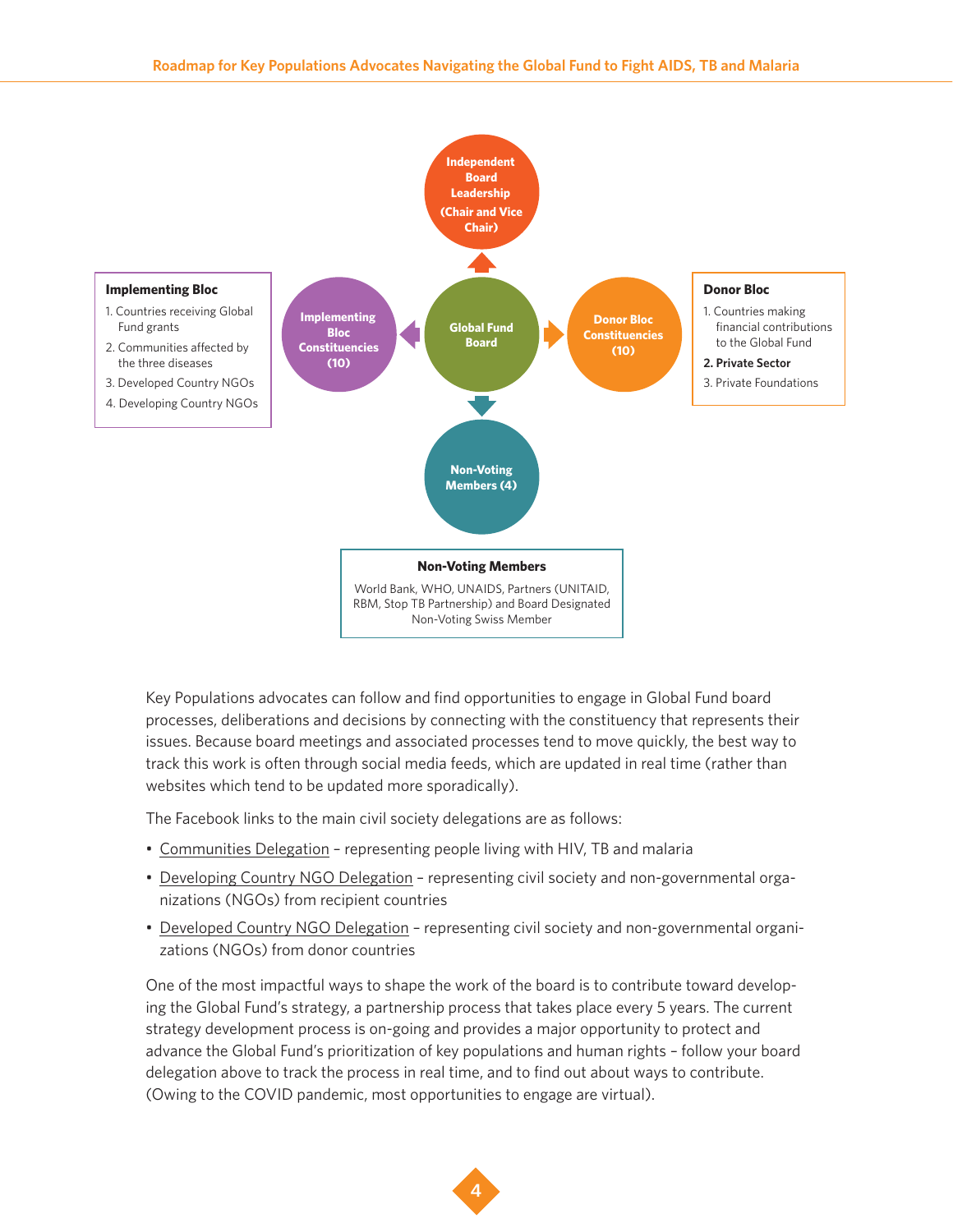Independent Board Leadership (Chair and Vice Chair)

Implementing Bloc Constituencies (10)

Global Fund Board

Donor Bloc Constituencies (10)

Non-Voting Members (4)

**Implementing Bloc**

1. Countries receiving Global Fund grants
2. Communities affected by the three diseases
3. Developed Country NGOs
4. Developing Country NGOs

**Donor Bloc**

1. Countries making financial contributions to the Global Fund
2. **Private Sector**
3. Private Foundations

**Non-Voting Members**

World Bank, WHO, UNAIDS, Partners (UNITAID, RBM, Stop TB Partnership) and Board Designated Non-Voting Swiss Member

Key Populations advocates can follow and find opportunities to engage in Global Fund board processes, deliberations and decisions by connecting with the constituency that represents their issues. Because board meetings and associated processes tend to move quickly, the best way to track this work is often through social media feeds, which are updated in real time (rather than websites which tend to be updated more sporadically).

The Facebook links to the main civil society delegations are as follows:

- Communities Delegation – representing people living with HIV, TB and malaria
- Developing Country NGO Delegation – representing civil society and non-governmental organizations (NGOs) from recipient countries
- Developed Country NGO Delegation – representing civil society and non-governmental organizations (NGOs) from donor countries

One of the most impactful ways to shape the work of the board is to contribute toward developing the Global Fund's strategy, a partnership process that takes place every 5 years. The current strategy development process is on-going and provides a major opportunity to protect and advance the Global Fund's prioritization of key populations and human rights – follow your board delegation above to track the process in real time, and to find out about ways to contribute. (Owing to the COVID pandemic, most opportunities to engage are virtual).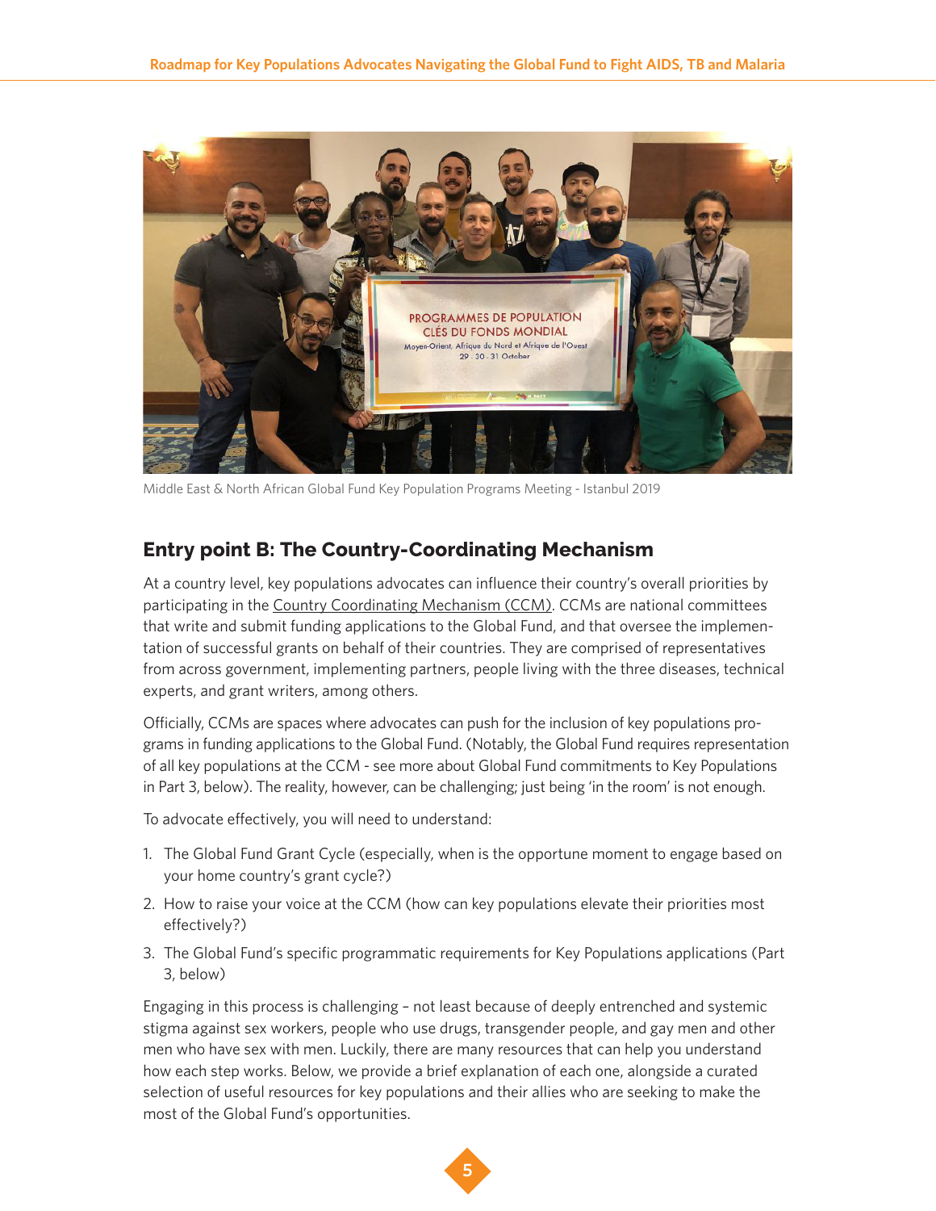Middle East & North African Global Fund Key Population Programs Meeting - Istanbul 2019

## Entry point B: The Country-Coordinating Mechanism

At a country level, key populations advocates can influence their country's overall priorities by participating in the Country Coordinating Mechanism (CCM). CCMs are national committees that write and submit funding applications to the Global Fund, and that oversee the implementation of successful grants on behalf of their countries. They are comprised of representatives from across government, implementing partners, people living with the three diseases, technical experts, and grant writers, among others.

Officially, CCMs are spaces where advocates can push for the inclusion of key populations programs in funding applications to the Global Fund. (Notably, the Global Fund requires representation of all key populations at the CCM - see more about Global Fund commitments to Key Populations in Part 3, below). The reality, however, can be challenging; just being 'in the room' is not enough.

To advocate effectively, you will need to understand:

1. The Global Fund Grant Cycle (especially, when is the opportune moment to engage based on your home country's grant cycle?)
2. How to raise your voice at the CCM (how can key populations elevate their priorities most effectively?)
3. The Global Fund's specific programmatic requirements for Key Populations applications (Part 3, below)

Engaging in this process is challenging – not least because of deeply entrenched and systemic stigma against sex workers, people who use drugs, transgender people, and gay men and other men who have sex with men. Luckily, there are many resources that can help you understand how each step works. Below, we provide a brief explanation of each one, alongside a curated selection of useful resources for key populations and their allies who are seeking to make the most of the Global Fund's opportunities.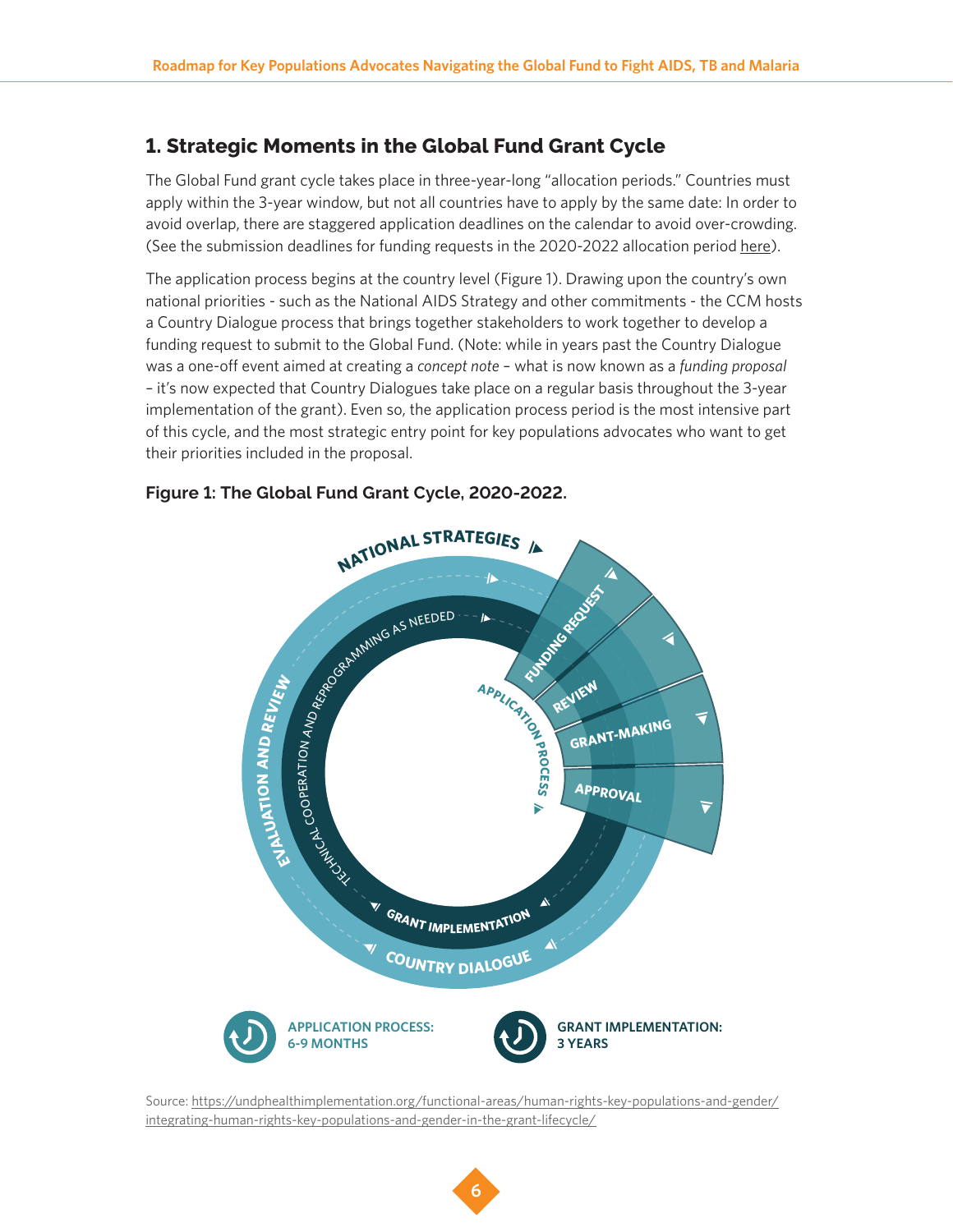## 1. Strategic Moments in the Global Fund Grant Cycle

The Global Fund grant cycle takes place in three-year-long "allocation periods." Countries must apply within the 3-year window, but not all countries have to apply by the same date: In order to avoid overlap, there are staggered application deadlines on the calendar to avoid over-crowding. (See the submission deadlines for funding requests in the 2020-2022 allocation period here).

The application process begins at the country level (Figure 1). Drawing upon the country's own national priorities - such as the National AIDS Strategy and other commitments - the CCM hosts a Country Dialogue process that brings together stakeholders to work together to develop a funding request to submit to the Global Fund. (Note: while in years past the Country Dialogue was a one-off event aimed at creating a *concept note* – what is now known as a *funding proposal* – it's now expected that Country Dialogues take place on a regular basis throughout the 3-year implementation of the grant). Even so, the application process period is the most intensive part of this cycle, and the most strategic entry point for key populations advocates who want to get their priorities included in the proposal.

**Figure 1: The Global Fund Grant Cycle, 2020-2022.**

NATIONAL STRATEGIES
FUNDING REQUEST
REVIEW
GRANT-MAKING
APPROVAL
APPLICATION PROCESS
TECHNICAL COOPERATION AND REPROGRAMMING AS NEEDED
GRANT IMPLEMENTATION
COUNTRY DIALOGUE
EVALUATION AND REVIEW

**APPLICATION PROCESS: 6-9 MONTHS**

**GRANT IMPLEMENTATION: 3 YEARS**

Source: https://undphealthimplementation.org/functional-areas/human-rights-key-populations-and-gender/integrating-human-rights-key-populations-and-gender-in-the-grant-lifecycle/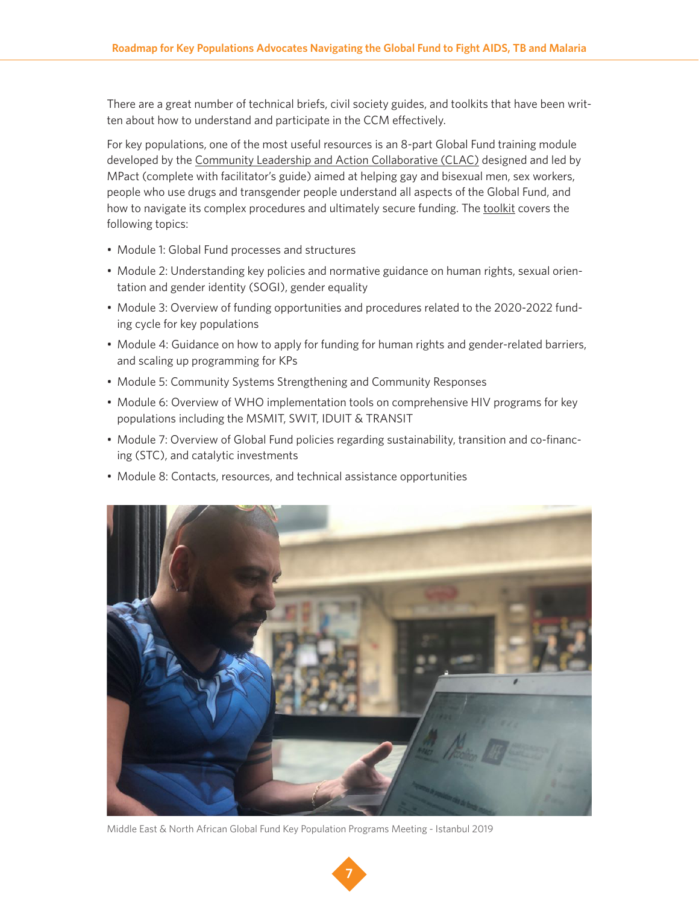There are a great number of technical briefs, civil society guides, and toolkits that have been written about how to understand and participate in the CCM effectively.

For key populations, one of the most useful resources is an 8-part Global Fund training module developed by the Community Leadership and Action Collaborative (CLAC) designed and led by MPact (complete with facilitator's guide) aimed at helping gay and bisexual men, sex workers, people who use drugs and transgender people understand all aspects of the Global Fund, and how to navigate its complex procedures and ultimately secure funding. The toolkit covers the following topics:

- Module 1: Global Fund processes and structures
- Module 2: Understanding key policies and normative guidance on human rights, sexual orientation and gender identity (SOGI), gender equality
- Module 3: Overview of funding opportunities and procedures related to the 2020-2022 funding cycle for key populations
- Module 4: Guidance on how to apply for funding for human rights and gender-related barriers, and scaling up programming for KPs
- Module 5: Community Systems Strengthening and Community Responses
- Module 6: Overview of WHO implementation tools on comprehensive HIV programs for key populations including the MSMIT, SWIT, IDUIT & TRANSIT
- Module 7: Overview of Global Fund policies regarding sustainability, transition and co-financing (STC), and catalytic investments
- Module 8: Contacts, resources, and technical assistance opportunities

Middle East & North African Global Fund Key Population Programs Meeting - Istanbul 2019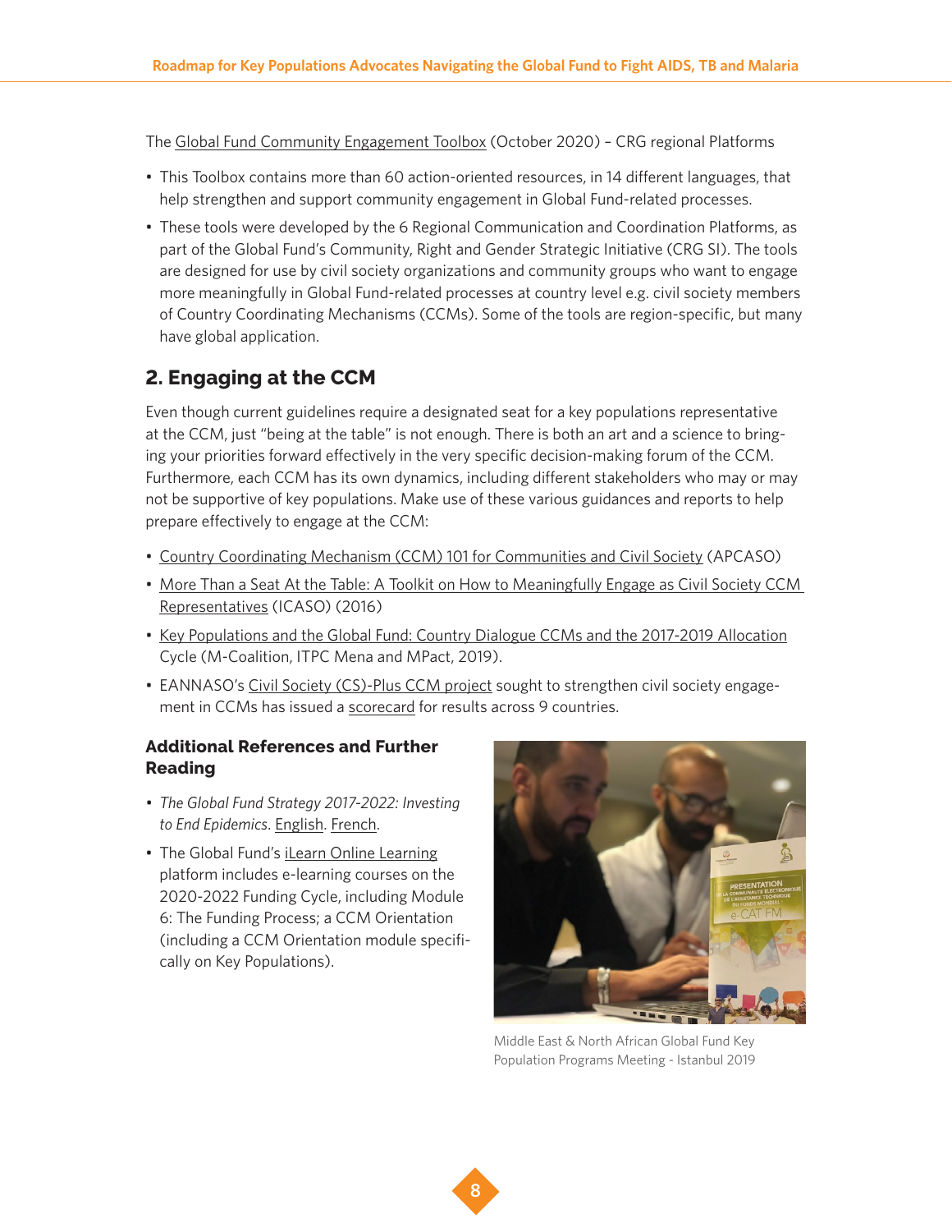The Global Fund Community Engagement Toolbox (October 2020) – CRG regional Platforms

- This Toolbox contains more than 60 action-oriented resources, in 14 different languages, that help strengthen and support community engagement in Global Fund-related processes.
- These tools were developed by the 6 Regional Communication and Coordination Platforms, as part of the Global Fund's Community, Right and Gender Strategic Initiative (CRG SI). The tools are designed for use by civil society organizations and community groups who want to engage more meaningfully in Global Fund-related processes at country level e.g. civil society members of Country Coordinating Mechanisms (CCMs). Some of the tools are region-specific, but many have global application.

## 2. Engaging at the CCM

Even though current guidelines require a designated seat for a key populations representative at the CCM, just "being at the table" is not enough. There is both an art and a science to bringing your priorities forward effectively in the very specific decision-making forum of the CCM. Furthermore, each CCM has its own dynamics, including different stakeholders who may or may not be supportive of key populations. Make use of these various guidances and reports to help prepare effectively to engage at the CCM:

- Country Coordinating Mechanism (CCM) 101 for Communities and Civil Society (APCASO)
- More Than a Seat At the Table: A Toolkit on How to Meaningfully Engage as Civil Society CCM Representatives (ICASO) (2016)
- Key Populations and the Global Fund: Country Dialogue CCMs and the 2017-2019 Allocation Cycle (M-Coalition, ITPC Mena and MPact, 2019).
- EANNASO's Civil Society (CS)-Plus CCM project sought to strengthen civil society engagement in CCMs has issued a scorecard for results across 9 countries.

### Additional References and Further Reading

- *The Global Fund Strategy 2017-2022: Investing to End Epidemics*. English. French.
- The Global Fund's iLearn Online Learning platform includes e-learning courses on the 2020-2022 Funding Cycle, including Module 6: The Funding Process; a CCM Orientation (including a CCM Orientation module specifically on Key Populations).

Middle East & North African Global Fund Key Population Programs Meeting - Istanbul 2019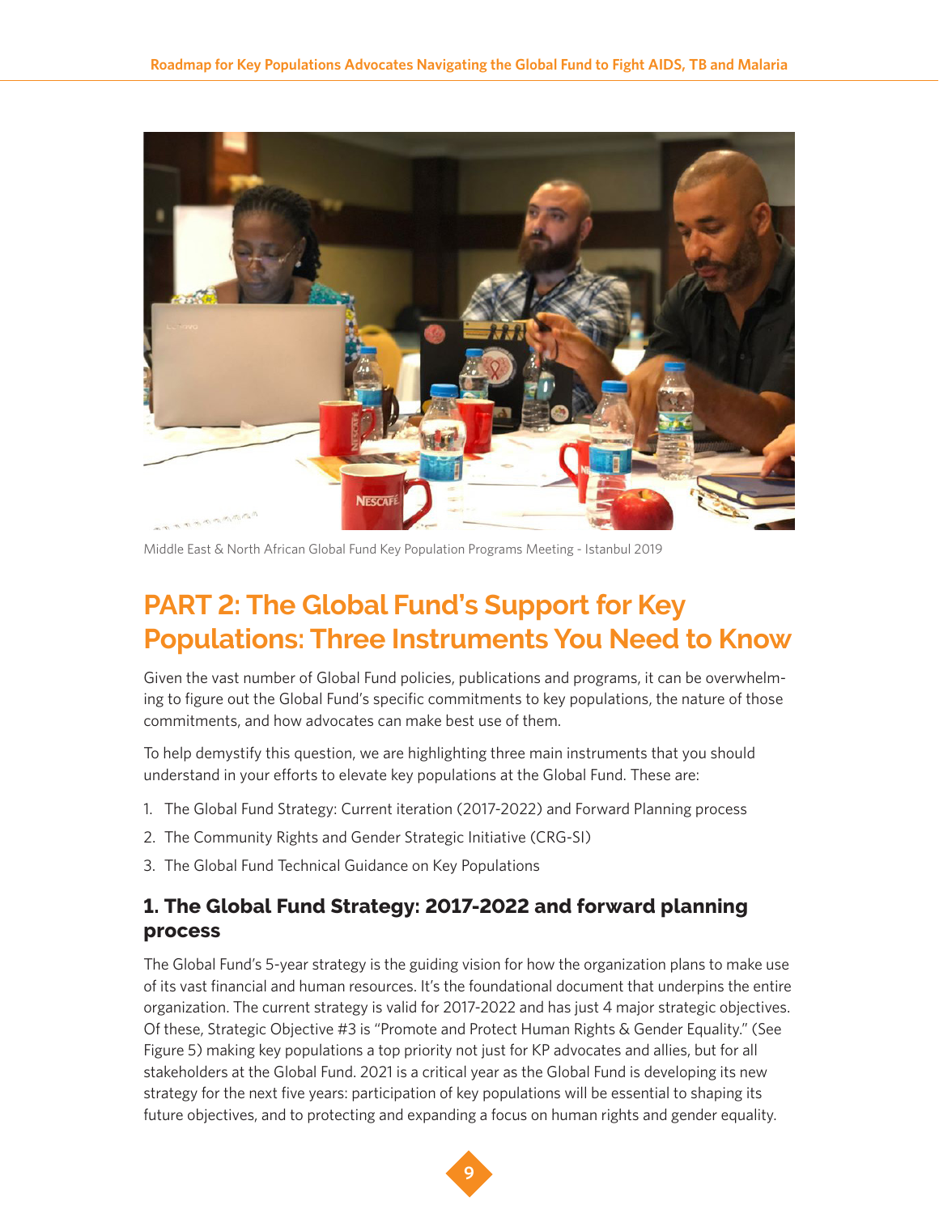Middle East & North African Global Fund Key Population Programs Meeting - Istanbul 2019

## PART 2: The Global Fund's Support for Key Populations: Three Instruments You Need to Know

Given the vast number of Global Fund policies, publications and programs, it can be overwhelming to figure out the Global Fund's specific commitments to key populations, the nature of those commitments, and how advocates can make best use of them.

To help demystify this question, we are highlighting three main instruments that you should understand in your efforts to elevate key populations at the Global Fund. These are:

1. The Global Fund Strategy: Current iteration (2017-2022) and Forward Planning process
2. The Community Rights and Gender Strategic Initiative (CRG-SI)
3. The Global Fund Technical Guidance on Key Populations

### 1. The Global Fund Strategy: 2017-2022 and forward planning process

The Global Fund's 5-year strategy is the guiding vision for how the organization plans to make use of its vast financial and human resources. It's the foundational document that underpins the entire organization. The current strategy is valid for 2017-2022 and has just 4 major strategic objectives. Of these, Strategic Objective #3 is "Promote and Protect Human Rights & Gender Equality." (See Figure 5) making key populations a top priority not just for KP advocates and allies, but for all stakeholders at the Global Fund. 2021 is a critical year as the Global Fund is developing its new strategy for the next five years: participation of key populations will be essential to shaping its future objectives, and to protecting and expanding a focus on human rights and gender equality.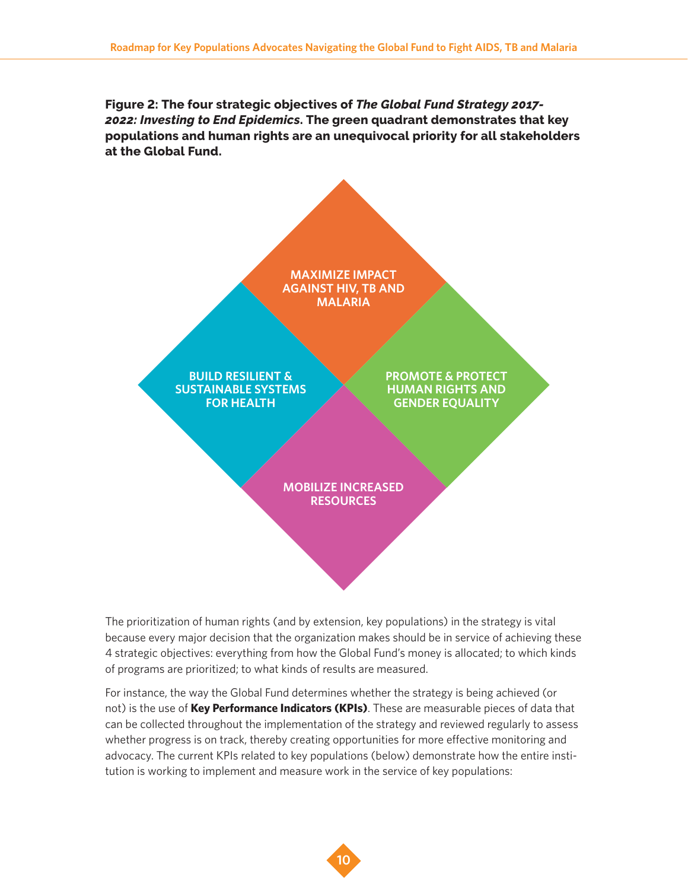**Figure 2: The four strategic objectives of *The Global Fund Strategy 2017-2022: Investing to End Epidemics*. The green quadrant demonstrates that key populations and human rights are an unequivocal priority for all stakeholders at the Global Fund.**

MAXIMIZE IMPACT AGAINST HIV, TB AND MALARIA

BUILD RESILIENT & SUSTAINABLE SYSTEMS FOR HEALTH

PROMOTE & PROTECT HUMAN RIGHTS AND GENDER EQUALITY

MOBILIZE INCREASED RESOURCES

The prioritization of human rights (and by extension, key populations) in the strategy is vital because every major decision that the organization makes should be in service of achieving these 4 strategic objectives: everything from how the Global Fund's money is allocated; to which kinds of programs are prioritized; to what kinds of results are measured.

For instance, the way the Global Fund determines whether the strategy is being achieved (or not) is the use of **Key Performance Indicators (KPIs)**. These are measurable pieces of data that can be collected throughout the implementation of the strategy and reviewed regularly to assess whether progress is on track, thereby creating opportunities for more effective monitoring and advocacy. The current KPIs related to key populations (below) demonstrate how the entire institution is working to implement and measure work in the service of key populations: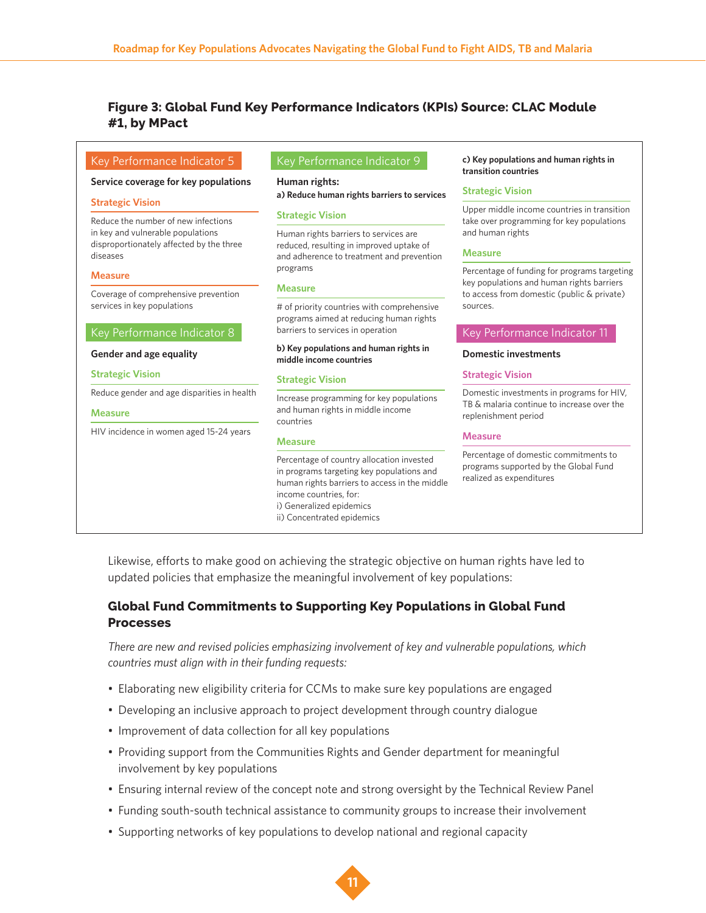**Figure 3: Global Fund Key Performance Indicators (KPIs) Source: CLAC Module #1, by MPact**

### Key Performance Indicator 5

**Service coverage for key populations**

**Strategic Vision**

Reduce the number of new infections in key and vulnerable populations disproportionately affected by the three diseases

**Measure**

Coverage of comprehensive prevention services in key populations

### Key Performance Indicator 8

**Gender and age equality**

**Strategic Vision**

Reduce gender and age disparities in health

**Measure**

HIV incidence in women aged 15-24 years

### Key Performance Indicator 9

**Human rights:**
**a) Reduce human rights barriers to services**

**Strategic Vision**

Human rights barriers to services are reduced, resulting in improved uptake of and adherence to treatment and prevention programs

**Measure**

# of priority countries with comprehensive programs aimed at reducing human rights barriers to services in operation

**b) Key populations and human rights in middle income countries**

**Strategic Vision**

Increase programming for key populations and human rights in middle income countries

**Measure**

Percentage of country allocation invested in programs targeting key populations and human rights barriers to access in the middle income countries, for:
i) Generalized epidemics
ii) Concentrated epidemics

**c) Key populations and human rights in transition countries**

**Strategic Vision**

Upper middle income countries in transition take over programming for key populations and human rights

**Measure**

Percentage of funding for programs targeting key populations and human rights barriers to access from domestic (public & private) sources.

### Key Performance Indicator 11

**Domestic investments**

**Strategic Vision**

Domestic investments in programs for HIV, TB & malaria continue to increase over the replenishment period

**Measure**

Percentage of domestic commitments to programs supported by the Global Fund realized as expenditures

Likewise, efforts to make good on achieving the strategic objective on human rights have led to updated policies that emphasize the meaningful involvement of key populations:

## Global Fund Commitments to Supporting Key Populations in Global Fund Processes

*There are new and revised policies emphasizing involvement of key and vulnerable populations, which countries must align with in their funding requests:*

- Elaborating new eligibility criteria for CCMs to make sure key populations are engaged
- Developing an inclusive approach to project development through country dialogue
- Improvement of data collection for all key populations
- Providing support from the Communities Rights and Gender department for meaningful involvement by key populations
- Ensuring internal review of the concept note and strong oversight by the Technical Review Panel
- Funding south-south technical assistance to community groups to increase their involvement
- Supporting networks of key populations to develop national and regional capacity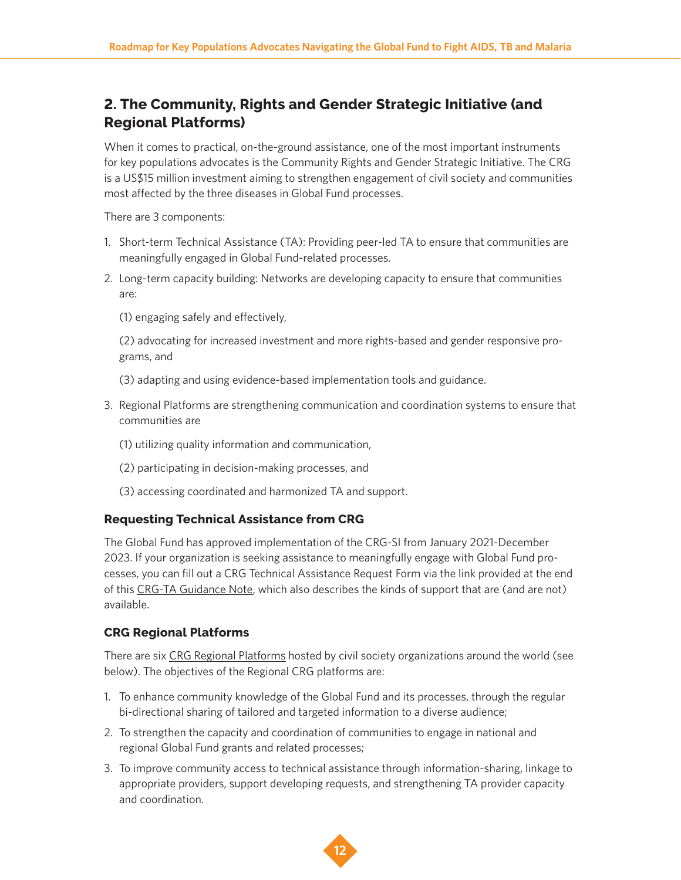## 2. The Community, Rights and Gender Strategic Initiative (and Regional Platforms)

When it comes to practical, on-the-ground assistance, one of the most important instruments for key populations advocates is the Community Rights and Gender Strategic Initiative. The CRG is a US$15 million investment aiming to strengthen engagement of civil society and communities most affected by the three diseases in Global Fund processes.

There are 3 components:

1. Short-term Technical Assistance (TA): Providing peer-led TA to ensure that communities are meaningfully engaged in Global Fund-related processes.
2. Long-term capacity building: Networks are developing capacity to ensure that communities are:

   (1) engaging safely and effectively,

   (2) advocating for increased investment and more rights-based and gender responsive programs, and

   (3) adapting and using evidence-based implementation tools and guidance.

3. Regional Platforms are strengthening communication and coordination systems to ensure that communities are

   (1) utilizing quality information and communication,

   (2) participating in decision-making processes, and

   (3) accessing coordinated and harmonized TA and support.

### Requesting Technical Assistance from CRG

The Global Fund has approved implementation of the CRG-SI from January 2021-December 2023. If your organization is seeking assistance to meaningfully engage with Global Fund processes, you can fill out a CRG Technical Assistance Request Form via the link provided at the end of this CRG-TA Guidance Note, which also describes the kinds of support that are (and are not) available.

### CRG Regional Platforms

There are six CRG Regional Platforms hosted by civil society organizations around the world (see below). The objectives of the Regional CRG platforms are:

1. To enhance community knowledge of the Global Fund and its processes, through the regular bi-directional sharing of tailored and targeted information to a diverse audience;
2. To strengthen the capacity and coordination of communities to engage in national and regional Global Fund grants and related processes;
3. To improve community access to technical assistance through information-sharing, linkage to appropriate providers, support developing requests, and strengthening TA provider capacity and coordination.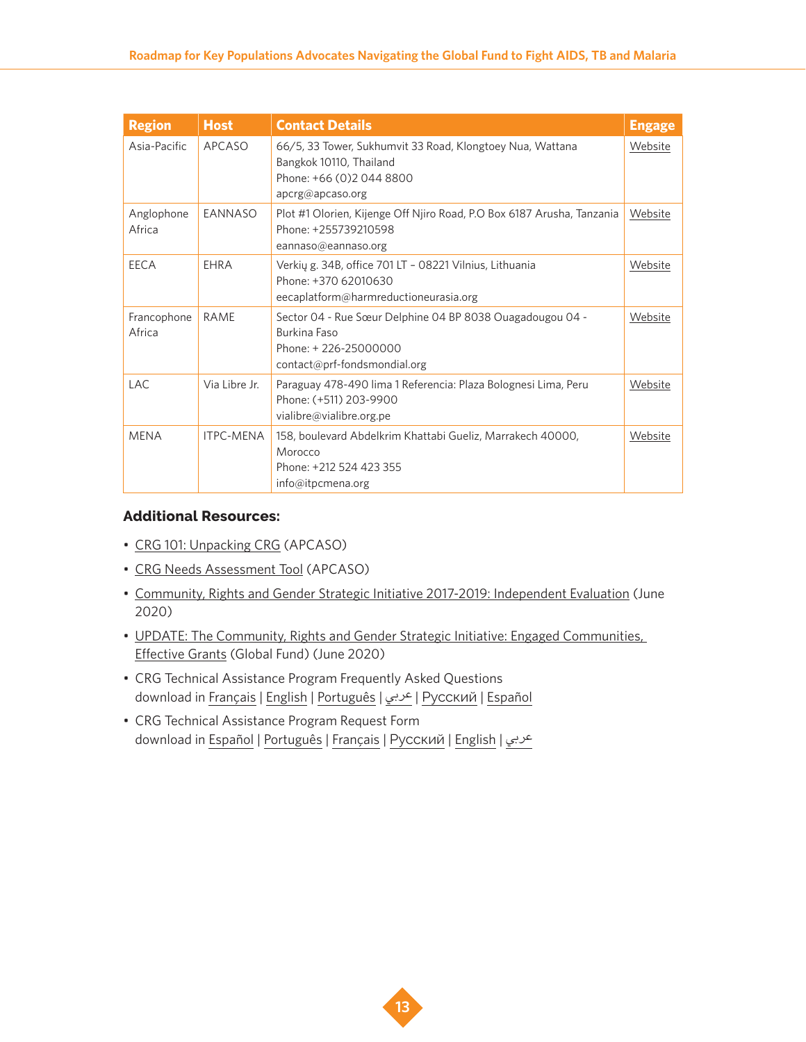| Region | Host | Contact Details | Engage |
|---|---|---|---|
| Asia-Pacific | APCASO | 66/5, 33 Tower, Sukhumvit 33 Road, Klongtoey Nua, Wattana Bangkok 10110, Thailand<br>Phone: +66 (0)2 044 8800<br>apcrg@apcaso.org | Website |
| Anglophone Africa | EANNASO | Plot #1 Olorien, Kijenge Off Njiro Road, P.O Box 6187 Arusha, Tanzania<br>Phone: +255739210598<br>eannaso@eannaso.org | Website |
| EECA | EHRA | Verkių g. 34B, office 701 LT – 08221 Vilnius, Lithuania<br>Phone: +370 62010630<br>eecaplatform@harmreductioneurasia.org | Website |
| Francophone Africa | RAME | Sector 04 - Rue Sœur Delphine 04 BP 8038 Ouagadougou 04 - Burkina Faso<br>Phone: + 226-25000000<br>contact@prf-fondsmondial.org | Website |
| LAC | Via Libre Jr. | Paraguay 478-490 lima 1 Referencia: Plaza Bolognesi Lima, Peru<br>Phone: (+511) 203-9900<br>vialibre@vialibre.org.pe | Website |
| MENA | ITPC-MENA | 158, boulevard Abdelkrim Khattabi Gueliz, Marrakech 40000, Morocco<br>Phone: +212 524 423 355<br>info@itpcmena.org | Website |

**Additional Resources:**

- CRG 101: Unpacking CRG (APCASO)
- CRG Needs Assessment Tool (APCASO)
- Community, Rights and Gender Strategic Initiative 2017-2019: Independent Evaluation (June 2020)
- UPDATE: The Community, Rights and Gender Strategic Initiative: Engaged Communities, Effective Grants (Global Fund) (June 2020)
- CRG Technical Assistance Program Frequently Asked Questions
  download in Français | English | Português | عربي | Русский | Español
- CRG Technical Assistance Program Request Form
  download in Español | Português | Français | Русский | English | عربي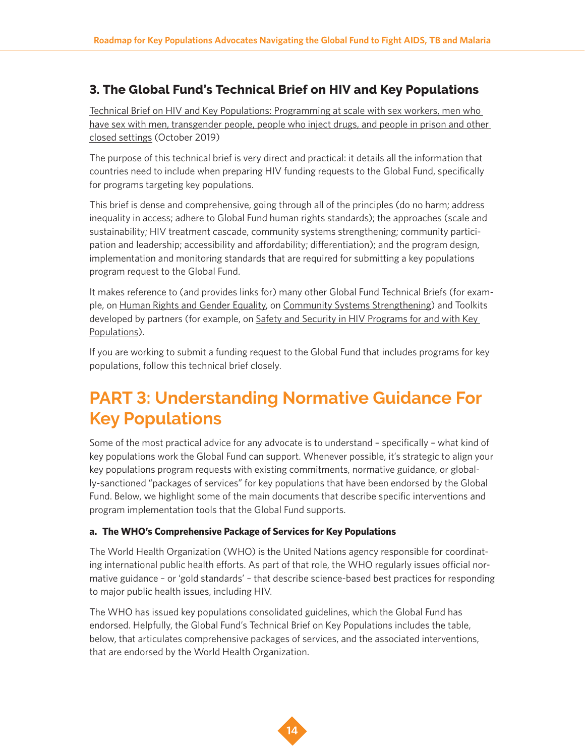### 3. The Global Fund's Technical Brief on HIV and Key Populations

Technical Brief on HIV and Key Populations: Programming at scale with sex workers, men who have sex with men, transgender people, people who inject drugs, and people in prison and other closed settings (October 2019)

The purpose of this technical brief is very direct and practical: it details all the information that countries need to include when preparing HIV funding requests to the Global Fund, specifically for programs targeting key populations.

This brief is dense and comprehensive, going through all of the principles (do no harm; address inequality in access; adhere to Global Fund human rights standards); the approaches (scale and sustainability; HIV treatment cascade, community systems strengthening; community participation and leadership; accessibility and affordability; differentiation); and the program design, implementation and monitoring standards that are required for submitting a key populations program request to the Global Fund.

It makes reference to (and provides links for) many other Global Fund Technical Briefs (for example, on Human Rights and Gender Equality, on Community Systems Strengthening) and Toolkits developed by partners (for example, on Safety and Security in HIV Programs for and with Key Populations).

If you are working to submit a funding request to the Global Fund that includes programs for key populations, follow this technical brief closely.

# PART 3: Understanding Normative Guidance For Key Populations

Some of the most practical advice for any advocate is to understand – specifically – what kind of key populations work the Global Fund can support. Whenever possible, it's strategic to align your key populations program requests with existing commitments, normative guidance, or globally-sanctioned "packages of services" for key populations that have been endorsed by the Global Fund. Below, we highlight some of the main documents that describe specific interventions and program implementation tools that the Global Fund supports.

#### a. The WHO's Comprehensive Package of Services for Key Populations

The World Health Organization (WHO) is the United Nations agency responsible for coordinating international public health efforts. As part of that role, the WHO regularly issues official normative guidance – or 'gold standards' – that describe science-based best practices for responding to major public health issues, including HIV.

The WHO has issued key populations consolidated guidelines, which the Global Fund has endorsed. Helpfully, the Global Fund's Technical Brief on Key Populations includes the table, below, that articulates comprehensive packages of services, and the associated interventions, that are endorsed by the World Health Organization.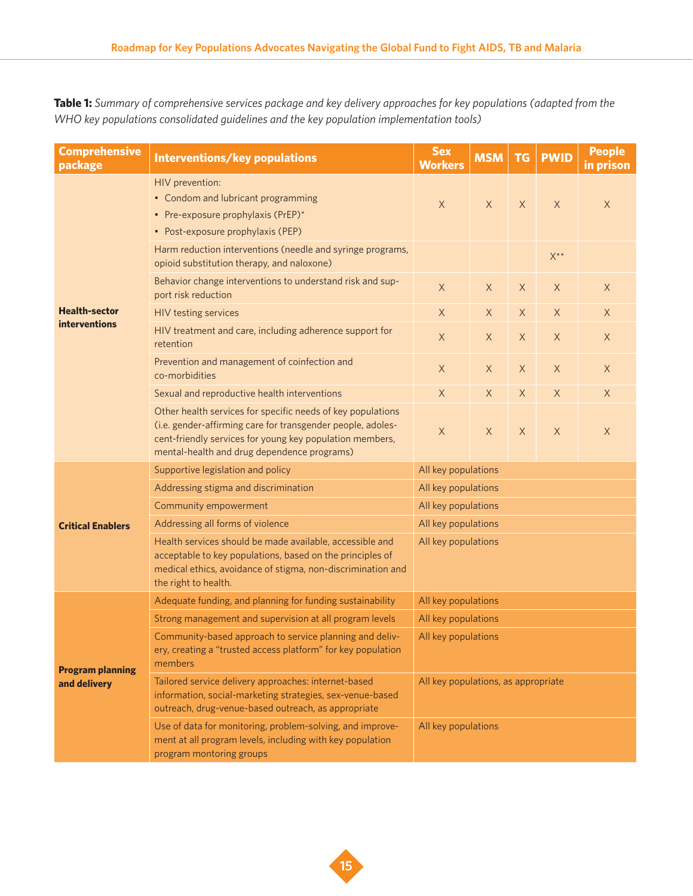**Table 1:** *Summary of comprehensive services package and key delivery approaches for key populations (adapted from the WHO key populations consolidated guidelines and the key population implementation tools)*

| Comprehensive package | Interventions/key populations | Sex Workers | MSM | TG | PWID | People in prison |
|---|---|---|---|---|---|---|
| **Health-sector interventions** | HIV prevention: • Condom and lubricant programming • Pre-exposure prophylaxis (PrEP)* • Post-exposure prophylaxis (PEP) | X | X | X | X | X |
| | Harm reduction interventions (needle and syringe programs, opioid substitution therapy, and naloxone) | | | | X** | |
| | Behavior change interventions to understand risk and support risk reduction | X | X | X | X | X |
| | HIV testing services | X | X | X | X | X |
| | HIV treatment and care, including adherence support for retention | X | X | X | X | X |
| | Prevention and management of coinfection and co-morbidities | X | X | X | X | X |
| | Sexual and reproductive health interventions | X | X | X | X | X |
| | Other health services for specific needs of key populations (i.e. gender-affirming care for transgender people, adolescent-friendly services for young key population members, mental-health and drug dependence programs) | X | X | X | X | X |
| **Critical Enablers** | Supportive legislation and policy | All key populations | | | | |
| | Addressing stigma and discrimination | All key populations | | | | |
| | Community empowerment | All key populations | | | | |
| | Addressing all forms of violence | All key populations | | | | |
| | Health services should be made available, accessible and acceptable to key populations, based on the principles of medical ethics, avoidance of stigma, non-discrimination and the right to health. | All key populations | | | | |
| **Program planning and delivery** | Adequate funding, and planning for funding sustainability | All key populations | | | | |
| | Strong management and supervision at all program levels | All key populations | | | | |
| | Community-based approach to service planning and delivery, creating a "trusted access platform" for key population members | All key populations | | | | |
| | Tailored service delivery approaches: internet-based information, social-marketing strategies, sex-venue-based outreach, drug-venue-based outreach, as appropriate | All key populations, as appropriate | | | | |
| | Use of data for monitoring, problem-solving, and improvement at all program levels, including with key population program montoring groups | All key populations | | | | |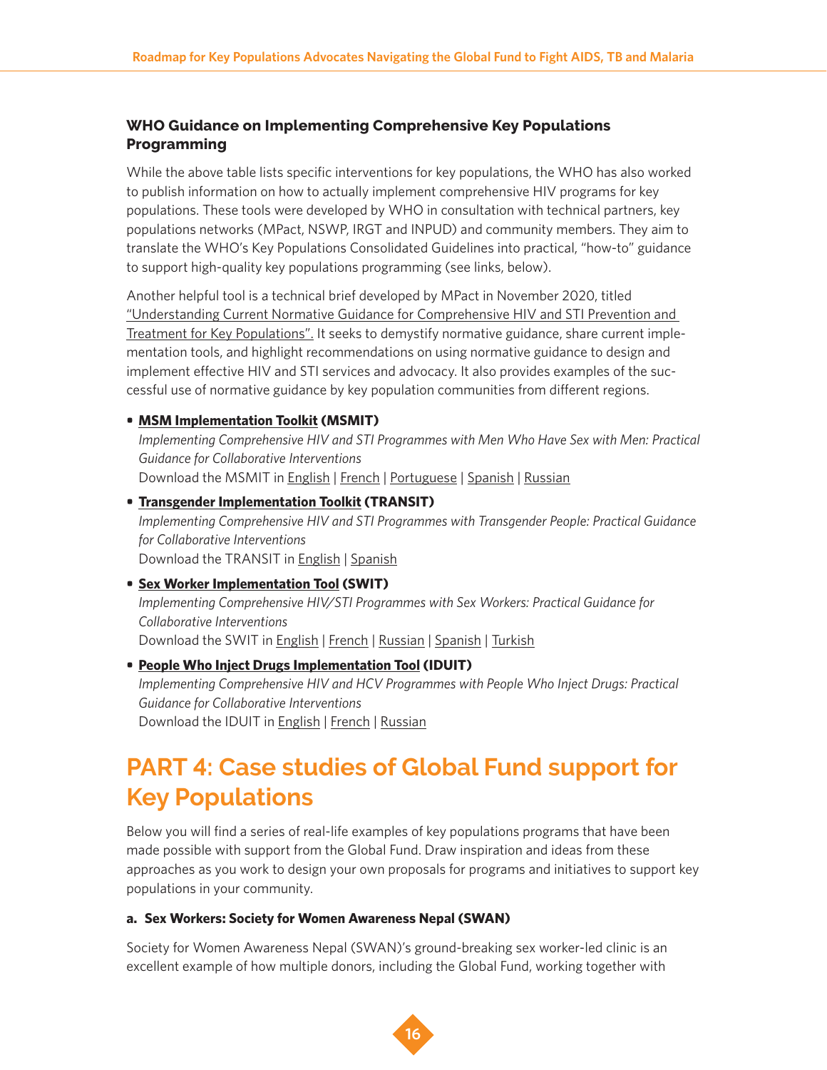### WHO Guidance on Implementing Comprehensive Key Populations Programming

While the above table lists specific interventions for key populations, the WHO has also worked to publish information on how to actually implement comprehensive HIV programs for key populations. These tools were developed by WHO in consultation with technical partners, key populations networks (MPact, NSWP, IRGT and INPUD) and community members. They aim to translate the WHO's Key Populations Consolidated Guidelines into practical, "how-to" guidance to support high-quality key populations programming (see links, below).

Another helpful tool is a technical brief developed by MPact in November 2020, titled "Understanding Current Normative Guidance for Comprehensive HIV and STI Prevention and Treatment for Key Populations". It seeks to demystify normative guidance, share current implementation tools, and highlight recommendations on using normative guidance to design and implement effective HIV and STI services and advocacy. It also provides examples of the successful use of normative guidance by key population communities from different regions.

- **MSM Implementation Toolkit (MSMIT)**
  *Implementing Comprehensive HIV and STI Programmes with Men Who Have Sex with Men: Practical Guidance for Collaborative Interventions*
  Download the MSMIT in English | French | Portuguese | Spanish | Russian
- **Transgender Implementation Toolkit (TRANSIT)**
  *Implementing Comprehensive HIV and STI Programmes with Transgender People: Practical Guidance for Collaborative Interventions*
  Download the TRANSIT in English | Spanish
- **Sex Worker Implementation Tool (SWIT)**
  *Implementing Comprehensive HIV/STI Programmes with Sex Workers: Practical Guidance for Collaborative Interventions*
  Download the SWIT in English | French | Russian | Spanish | Turkish
- **People Who Inject Drugs Implementation Tool (IDUIT)**
  *Implementing Comprehensive HIV and HCV Programmes with People Who Inject Drugs: Practical Guidance for Collaborative Interventions*
  Download the IDUIT in English | French | Russian

# PART 4: Case studies of Global Fund support for Key Populations

Below you will find a series of real-life examples of key populations programs that have been made possible with support from the Global Fund. Draw inspiration and ideas from these approaches as you work to design your own proposals for programs and initiatives to support key populations in your community.

#### a. Sex Workers: Society for Women Awareness Nepal (SWAN)

Society for Women Awareness Nepal (SWAN)'s ground-breaking sex worker-led clinic is an excellent example of how multiple donors, including the Global Fund, working together with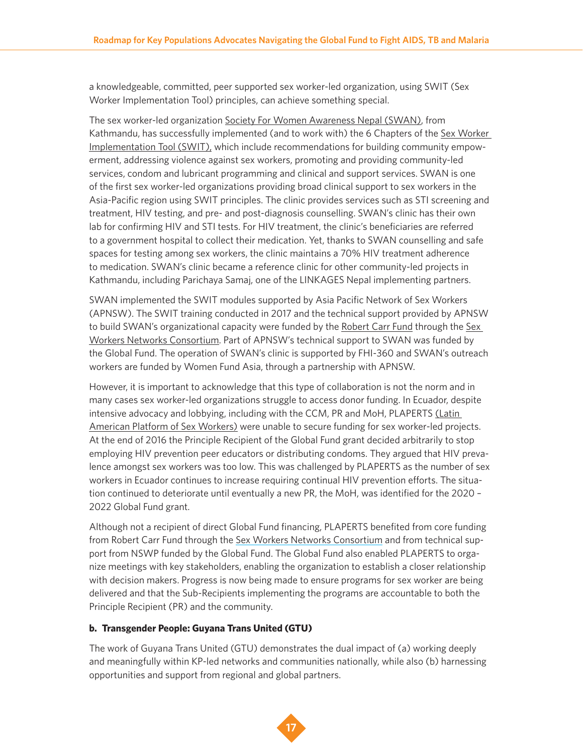a knowledgeable, committed, peer supported sex worker-led organization, using SWIT (Sex Worker Implementation Tool) principles, can achieve something special.

The sex worker-led organization Society For Women Awareness Nepal (SWAN), from Kathmandu, has successfully implemented (and to work with) the 6 Chapters of the Sex Worker Implementation Tool (SWIT), which include recommendations for building community empowerment, addressing violence against sex workers, promoting and providing community-led services, condom and lubricant programming and clinical and support services. SWAN is one of the first sex worker-led organizations providing broad clinical support to sex workers in the Asia-Pacific region using SWIT principles. The clinic provides services such as STI screening and treatment, HIV testing, and pre- and post-diagnosis counselling. SWAN's clinic has their own lab for confirming HIV and STI tests. For HIV treatment, the clinic's beneficiaries are referred to a government hospital to collect their medication. Yet, thanks to SWAN counselling and safe spaces for testing among sex workers, the clinic maintains a 70% HIV treatment adherence to medication. SWAN's clinic became a reference clinic for other community-led projects in Kathmandu, including Parichaya Samaj, one of the LINKAGES Nepal implementing partners.

SWAN implemented the SWIT modules supported by Asia Pacific Network of Sex Workers (APNSW). The SWIT training conducted in 2017 and the technical support provided by APNSW to build SWAN's organizational capacity were funded by the Robert Carr Fund through the Sex Workers Networks Consortium. Part of APNSW's technical support to SWAN was funded by the Global Fund. The operation of SWAN's clinic is supported by FHI-360 and SWAN's outreach workers are funded by Women Fund Asia, through a partnership with APNSW.

However, it is important to acknowledge that this type of collaboration is not the norm and in many cases sex worker-led organizations struggle to access donor funding. In Ecuador, despite intensive advocacy and lobbying, including with the CCM, PR and MoH, PLAPERTS (Latin American Platform of Sex Workers) were unable to secure funding for sex worker-led projects. At the end of 2016 the Principle Recipient of the Global Fund grant decided arbitrarily to stop employing HIV prevention peer educators or distributing condoms. They argued that HIV prevalence amongst sex workers was too low. This was challenged by PLAPERTS as the number of sex workers in Ecuador continues to increase requiring continual HIV prevention efforts. The situation continued to deteriorate until eventually a new PR, the MoH, was identified for the 2020 – 2022 Global Fund grant.

Although not a recipient of direct Global Fund financing, PLAPERTS benefited from core funding from Robert Carr Fund through the Sex Workers Networks Consortium and from technical support from NSWP funded by the Global Fund. The Global Fund also enabled PLAPERTS to organize meetings with key stakeholders, enabling the organization to establish a closer relationship with decision makers. Progress is now being made to ensure programs for sex worker are being delivered and that the Sub-Recipients implementing the programs are accountable to both the Principle Recipient (PR) and the community.

#### b. Transgender People: Guyana Trans United (GTU)

The work of Guyana Trans United (GTU) demonstrates the dual impact of (a) working deeply and meaningfully within KP-led networks and communities nationally, while also (b) harnessing opportunities and support from regional and global partners.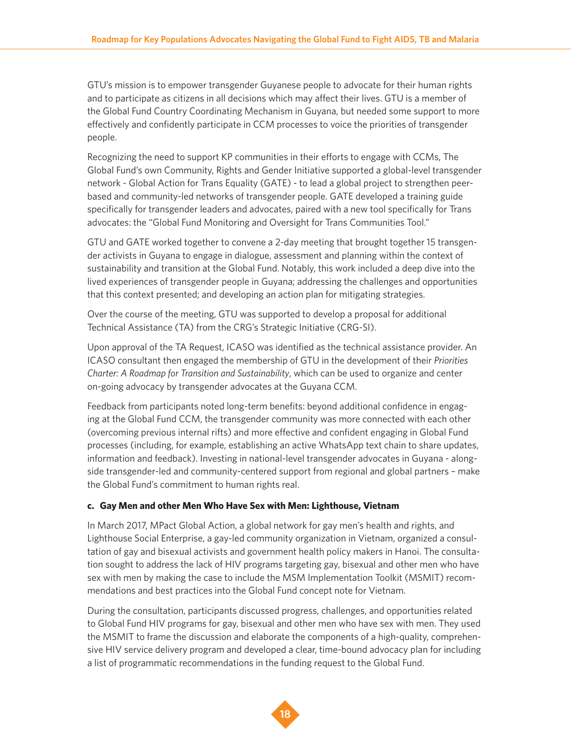GTU's mission is to empower transgender Guyanese people to advocate for their human rights and to participate as citizens in all decisions which may affect their lives. GTU is a member of the Global Fund Country Coordinating Mechanism in Guyana, but needed some support to more effectively and confidently participate in CCM processes to voice the priorities of transgender people.

Recognizing the need to support KP communities in their efforts to engage with CCMs, The Global Fund's own Community, Rights and Gender Initiative supported a global-level transgender network - Global Action for Trans Equality (GATE) - to lead a global project to strengthen peer-based and community-led networks of transgender people. GATE developed a training guide specifically for transgender leaders and advocates, paired with a new tool specifically for Trans advocates: the "Global Fund Monitoring and Oversight for Trans Communities Tool."

GTU and GATE worked together to convene a 2-day meeting that brought together 15 transgender activists in Guyana to engage in dialogue, assessment and planning within the context of sustainability and transition at the Global Fund. Notably, this work included a deep dive into the lived experiences of transgender people in Guyana; addressing the challenges and opportunities that this context presented; and developing an action plan for mitigating strategies.

Over the course of the meeting, GTU was supported to develop a proposal for additional Technical Assistance (TA) from the CRG's Strategic Initiative (CRG-SI).

Upon approval of the TA Request, ICASO was identified as the technical assistance provider. An ICASO consultant then engaged the membership of GTU in the development of their *Priorities Charter: A Roadmap for Transition and Sustainability*, which can be used to organize and center on-going advocacy by transgender advocates at the Guyana CCM.

Feedback from participants noted long-term benefits: beyond additional confidence in engaging at the Global Fund CCM, the transgender community was more connected with each other (overcoming previous internal rifts) and more effective and confident engaging in Global Fund processes (including, for example, establishing an active WhatsApp text chain to share updates, information and feedback). Investing in national-level transgender advocates in Guyana - alongside transgender-led and community-centered support from regional and global partners – make the Global Fund's commitment to human rights real.

**c. Gay Men and other Men Who Have Sex with Men: Lighthouse, Vietnam**

In March 2017, MPact Global Action, a global network for gay men's health and rights, and Lighthouse Social Enterprise, a gay-led community organization in Vietnam, organized a consultation of gay and bisexual activists and government health policy makers in Hanoi. The consultation sought to address the lack of HIV programs targeting gay, bisexual and other men who have sex with men by making the case to include the MSM Implementation Toolkit (MSMIT) recommendations and best practices into the Global Fund concept note for Vietnam.

During the consultation, participants discussed progress, challenges, and opportunities related to Global Fund HIV programs for gay, bisexual and other men who have sex with men. They used the MSMIT to frame the discussion and elaborate the components of a high-quality, comprehensive HIV service delivery program and developed a clear, time-bound advocacy plan for including a list of programmatic recommendations in the funding request to the Global Fund.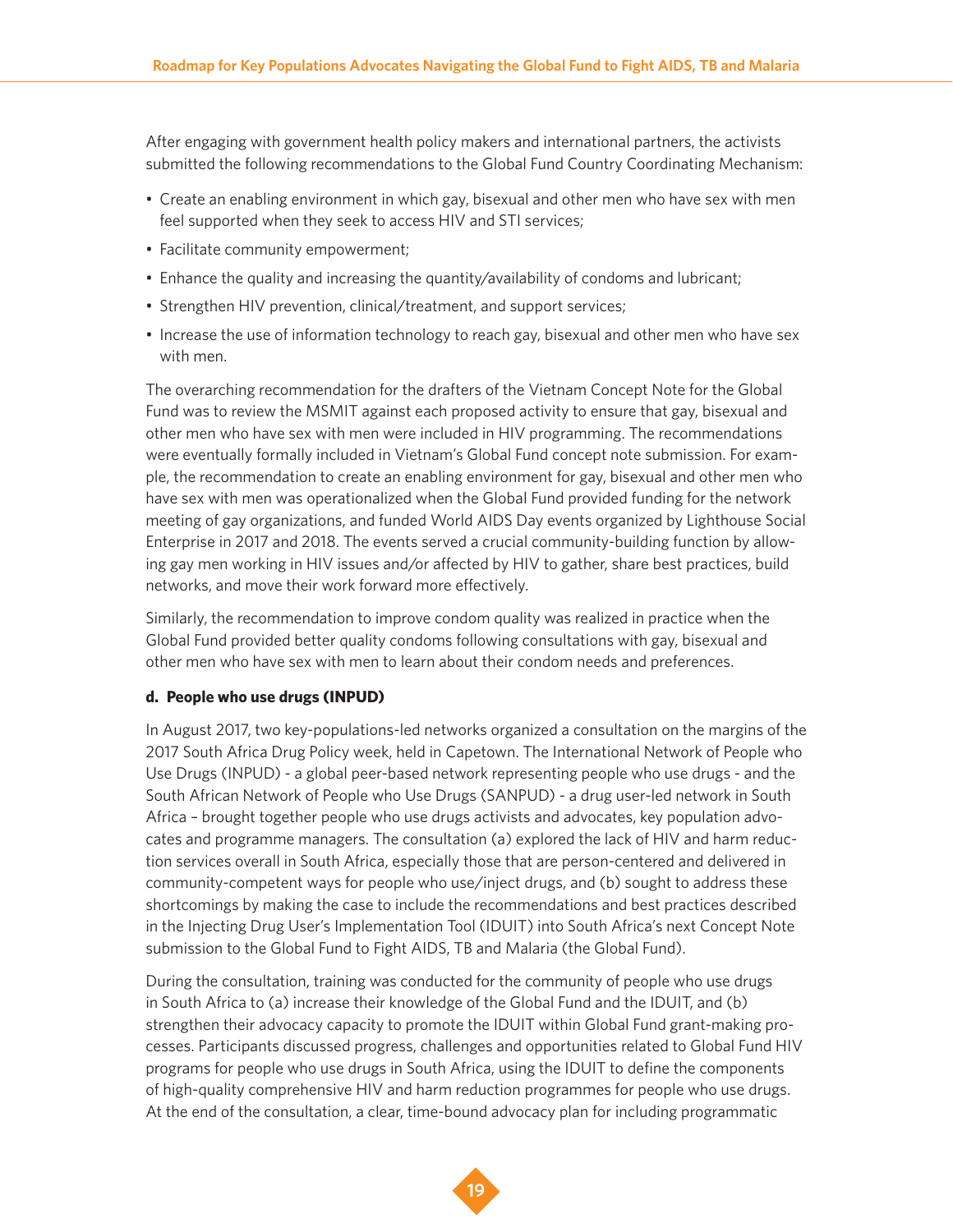After engaging with government health policy makers and international partners, the activists submitted the following recommendations to the Global Fund Country Coordinating Mechanism:

- Create an enabling environment in which gay, bisexual and other men who have sex with men feel supported when they seek to access HIV and STI services;
- Facilitate community empowerment;
- Enhance the quality and increasing the quantity/availability of condoms and lubricant;
- Strengthen HIV prevention, clinical/treatment, and support services;
- Increase the use of information technology to reach gay, bisexual and other men who have sex with men.

The overarching recommendation for the drafters of the Vietnam Concept Note for the Global Fund was to review the MSMIT against each proposed activity to ensure that gay, bisexual and other men who have sex with men were included in HIV programming. The recommendations were eventually formally included in Vietnam's Global Fund concept note submission. For example, the recommendation to create an enabling environment for gay, bisexual and other men who have sex with men was operationalized when the Global Fund provided funding for the network meeting of gay organizations, and funded World AIDS Day events organized by Lighthouse Social Enterprise in 2017 and 2018. The events served a crucial community-building function by allowing gay men working in HIV issues and/or affected by HIV to gather, share best practices, build networks, and move their work forward more effectively.

Similarly, the recommendation to improve condom quality was realized in practice when the Global Fund provided better quality condoms following consultations with gay, bisexual and other men who have sex with men to learn about their condom needs and preferences.

**d. People who use drugs (INPUD)**

In August 2017, two key-populations-led networks organized a consultation on the margins of the 2017 South Africa Drug Policy week, held in Capetown. The International Network of People who Use Drugs (INPUD) - a global peer-based network representing people who use drugs - and the South African Network of People who Use Drugs (SANPUD) - a drug user-led network in South Africa – brought together people who use drugs activists and advocates, key population advocates and programme managers. The consultation (a) explored the lack of HIV and harm reduction services overall in South Africa, especially those that are person-centered and delivered in community-competent ways for people who use/inject drugs, and (b) sought to address these shortcomings by making the case to include the recommendations and best practices described in the Injecting Drug User's Implementation Tool (IDUIT) into South Africa's next Concept Note submission to the Global Fund to Fight AIDS, TB and Malaria (the Global Fund).

During the consultation, training was conducted for the community of people who use drugs in South Africa to (a) increase their knowledge of the Global Fund and the IDUIT, and (b) strengthen their advocacy capacity to promote the IDUIT within Global Fund grant-making processes. Participants discussed progress, challenges and opportunities related to Global Fund HIV programs for people who use drugs in South Africa, using the IDUIT to define the components of high-quality comprehensive HIV and harm reduction programmes for people who use drugs. At the end of the consultation, a clear, time-bound advocacy plan for including programmatic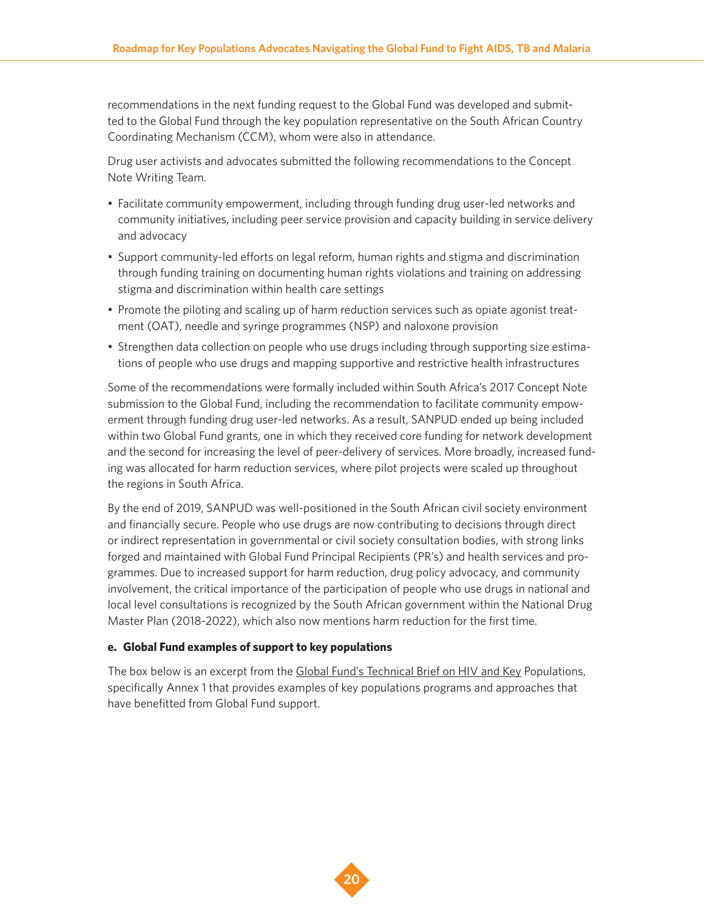recommendations in the next funding request to the Global Fund was developed and submitted to the Global Fund through the key population representative on the South African Country Coordinating Mechanism (CCM), whom were also in attendance.

Drug user activists and advocates submitted the following recommendations to the Concept Note Writing Team.

- Facilitate community empowerment, including through funding drug user-led networks and community initiatives, including peer service provision and capacity building in service delivery and advocacy
- Support community-led efforts on legal reform, human rights and stigma and discrimination through funding training on documenting human rights violations and training on addressing stigma and discrimination within health care settings
- Promote the piloting and scaling up of harm reduction services such as opiate agonist treatment (OAT), needle and syringe programmes (NSP) and naloxone provision
- Strengthen data collection on people who use drugs including through supporting size estimations of people who use drugs and mapping supportive and restrictive health infrastructures

Some of the recommendations were formally included within South Africa's 2017 Concept Note submission to the Global Fund, including the recommendation to facilitate community empowerment through funding drug user-led networks. As a result, SANPUD ended up being included within two Global Fund grants, one in which they received core funding for network development and the second for increasing the level of peer-delivery of services. More broadly, increased funding was allocated for harm reduction services, where pilot projects were scaled up throughout the regions in South Africa.

By the end of 2019, SANPUD was well-positioned in the South African civil society environment and financially secure. People who use drugs are now contributing to decisions through direct or indirect representation in governmental or civil society consultation bodies, with strong links forged and maintained with Global Fund Principal Recipients (PR's) and health services and programmes. Due to increased support for harm reduction, drug policy advocacy, and community involvement, the critical importance of the participation of people who use drugs in national and local level consultations is recognized by the South African government within the National Drug Master Plan (2018-2022), which also now mentions harm reduction for the first time.

#### e. Global Fund examples of support to key populations

The box below is an excerpt from the Global Fund's Technical Brief on HIV and Key Populations, specifically Annex 1 that provides examples of key populations programs and approaches that have benefitted from Global Fund support.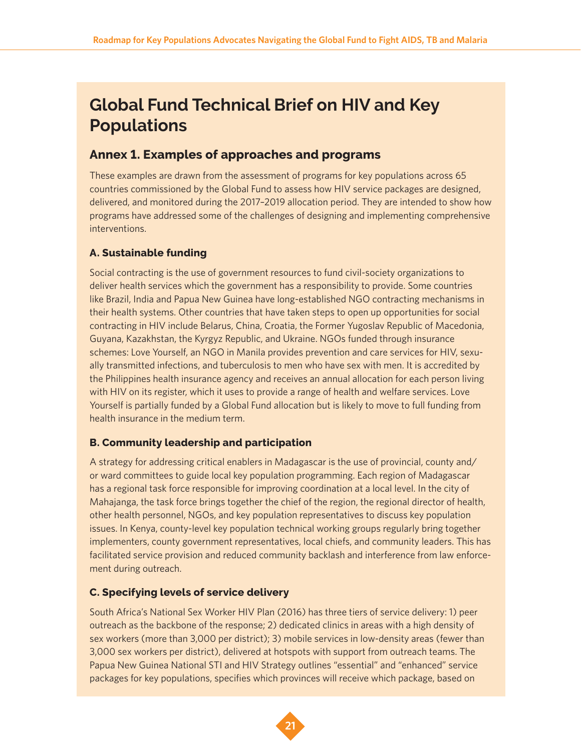# Global Fund Technical Brief on HIV and Key Populations

## Annex 1. Examples of approaches and programs

These examples are drawn from the assessment of programs for key populations across 65 countries commissioned by the Global Fund to assess how HIV service packages are designed, delivered, and monitored during the 2017–2019 allocation period. They are intended to show how programs have addressed some of the challenges of designing and implementing comprehensive interventions.

### A. Sustainable funding

Social contracting is the use of government resources to fund civil-society organizations to deliver health services which the government has a responsibility to provide. Some countries like Brazil, India and Papua New Guinea have long-established NGO contracting mechanisms in their health systems. Other countries that have taken steps to open up opportunities for social contracting in HIV include Belarus, China, Croatia, the Former Yugoslav Republic of Macedonia, Guyana, Kazakhstan, the Kyrgyz Republic, and Ukraine. NGOs funded through insurance schemes: Love Yourself, an NGO in Manila provides prevention and care services for HIV, sexually transmitted infections, and tuberculosis to men who have sex with men. It is accredited by the Philippines health insurance agency and receives an annual allocation for each person living with HIV on its register, which it uses to provide a range of health and welfare services. Love Yourself is partially funded by a Global Fund allocation but is likely to move to full funding from health insurance in the medium term.

### B. Community leadership and participation

A strategy for addressing critical enablers in Madagascar is the use of provincial, county and/or ward committees to guide local key population programming. Each region of Madagascar has a regional task force responsible for improving coordination at a local level. In the city of Mahajanga, the task force brings together the chief of the region, the regional director of health, other health personnel, NGOs, and key population representatives to discuss key population issues. In Kenya, county-level key population technical working groups regularly bring together implementers, county government representatives, local chiefs, and community leaders. This has facilitated service provision and reduced community backlash and interference from law enforcement during outreach.

### C. Specifying levels of service delivery

South Africa's National Sex Worker HIV Plan (2016) has three tiers of service delivery: 1) peer outreach as the backbone of the response; 2) dedicated clinics in areas with a high density of sex workers (more than 3,000 per district); 3) mobile services in low-density areas (fewer than 3,000 sex workers per district), delivered at hotspots with support from outreach teams. The Papua New Guinea National STI and HIV Strategy outlines "essential" and "enhanced" service packages for key populations, specifies which provinces will receive which package, based on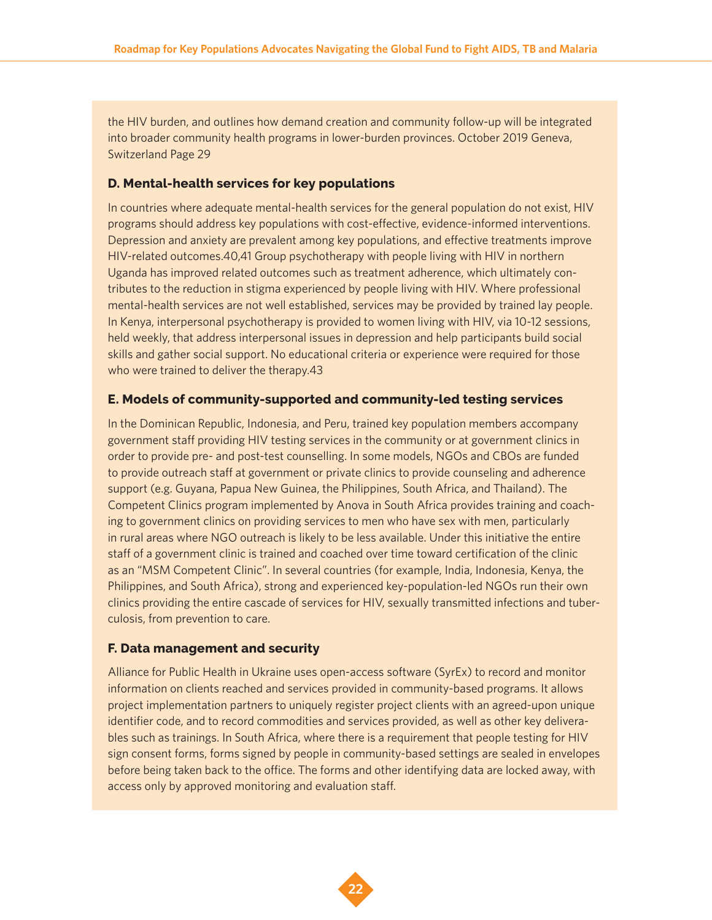the HIV burden, and outlines how demand creation and community follow-up will be integrated into broader community health programs in lower-burden provinces. October 2019 Geneva, Switzerland Page 29

### D. Mental-health services for key populations

In countries where adequate mental-health services for the general population do not exist, HIV programs should address key populations with cost-effective, evidence-informed interventions. Depression and anxiety are prevalent among key populations, and effective treatments improve HIV-related outcomes.[40,41] Group psychotherapy with people living with HIV in northern Uganda has improved related outcomes such as treatment adherence, which ultimately contributes to the reduction in stigma experienced by people living with HIV. Where professional mental-health services are not well established, services may be provided by trained lay people. In Kenya, interpersonal psychotherapy is provided to women living with HIV, via 10-12 sessions, held weekly, that address interpersonal issues in depression and help participants build social skills and gather social support. No educational criteria or experience were required for those who were trained to deliver the therapy.[43]

### E. Models of community-supported and community-led testing services

In the Dominican Republic, Indonesia, and Peru, trained key population members accompany government staff providing HIV testing services in the community or at government clinics in order to provide pre- and post-test counselling. In some models, NGOs and CBOs are funded to provide outreach staff at government or private clinics to provide counseling and adherence support (e.g. Guyana, Papua New Guinea, the Philippines, South Africa, and Thailand). The Competent Clinics program implemented by Anova in South Africa provides training and coaching to government clinics on providing services to men who have sex with men, particularly in rural areas where NGO outreach is likely to be less available. Under this initiative the entire staff of a government clinic is trained and coached over time toward certification of the clinic as an "MSM Competent Clinic". In several countries (for example, India, Indonesia, Kenya, the Philippines, and South Africa), strong and experienced key-population-led NGOs run their own clinics providing the entire cascade of services for HIV, sexually transmitted infections and tuberculosis, from prevention to care.

### F. Data management and security

Alliance for Public Health in Ukraine uses open-access software (SyrEx) to record and monitor information on clients reached and services provided in community-based programs. It allows project implementation partners to uniquely register project clients with an agreed-upon unique identifier code, and to record commodities and services provided, as well as other key deliverables such as trainings. In South Africa, where there is a requirement that people testing for HIV sign consent forms, forms signed by people in community-based settings are sealed in envelopes before being taken back to the office. The forms and other identifying data are locked away, with access only by approved monitoring and evaluation staff.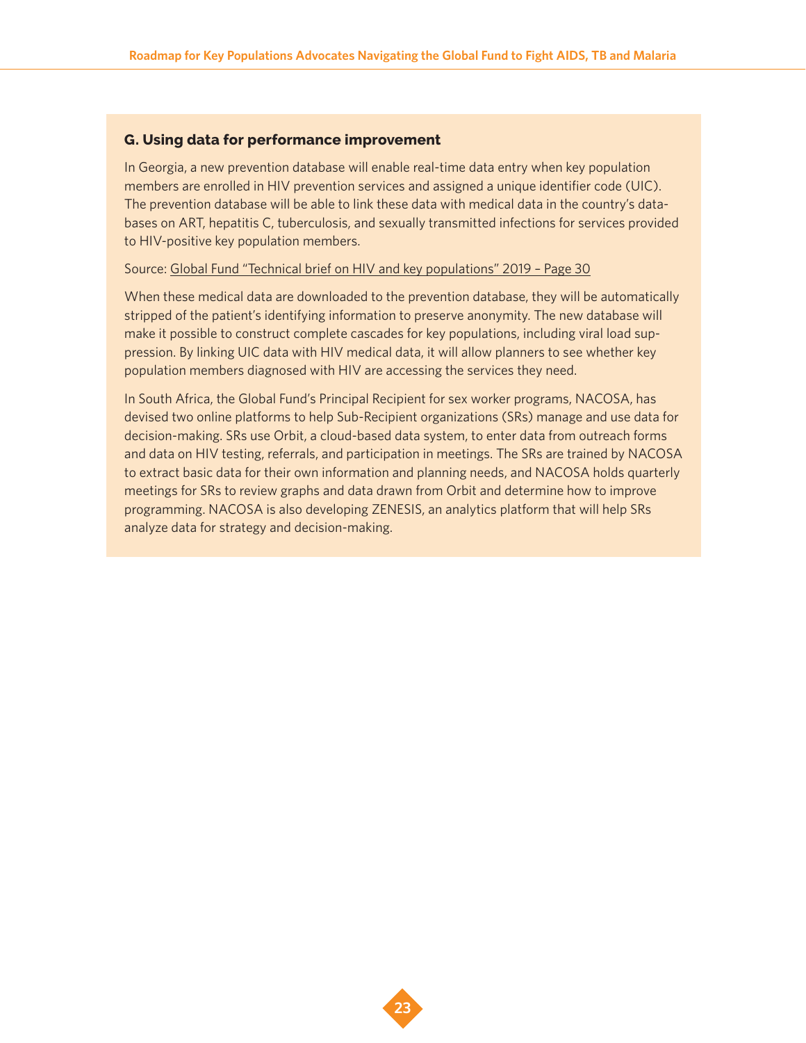### G. Using data for performance improvement

In Georgia, a new prevention database will enable real-time data entry when key population members are enrolled in HIV prevention services and assigned a unique identifier code (UIC). The prevention database will be able to link these data with medical data in the country's databases on ART, hepatitis C, tuberculosis, and sexually transmitted infections for services provided to HIV-positive key population members.

Source: Global Fund "Technical brief on HIV and key populations" 2019 – Page 30

When these medical data are downloaded to the prevention database, they will be automatically stripped of the patient's identifying information to preserve anonymity. The new database will make it possible to construct complete cascades for key populations, including viral load suppression. By linking UIC data with HIV medical data, it will allow planners to see whether key population members diagnosed with HIV are accessing the services they need.

In South Africa, the Global Fund's Principal Recipient for sex worker programs, NACOSA, has devised two online platforms to help Sub-Recipient organizations (SRs) manage and use data for decision-making. SRs use Orbit, a cloud-based data system, to enter data from outreach forms and data on HIV testing, referrals, and participation in meetings. The SRs are trained by NACOSA to extract basic data for their own information and planning needs, and NACOSA holds quarterly meetings for SRs to review graphs and data drawn from Orbit and determine how to improve programming. NACOSA is also developing ZENESIS, an analytics platform that will help SRs analyze data for strategy and decision-making.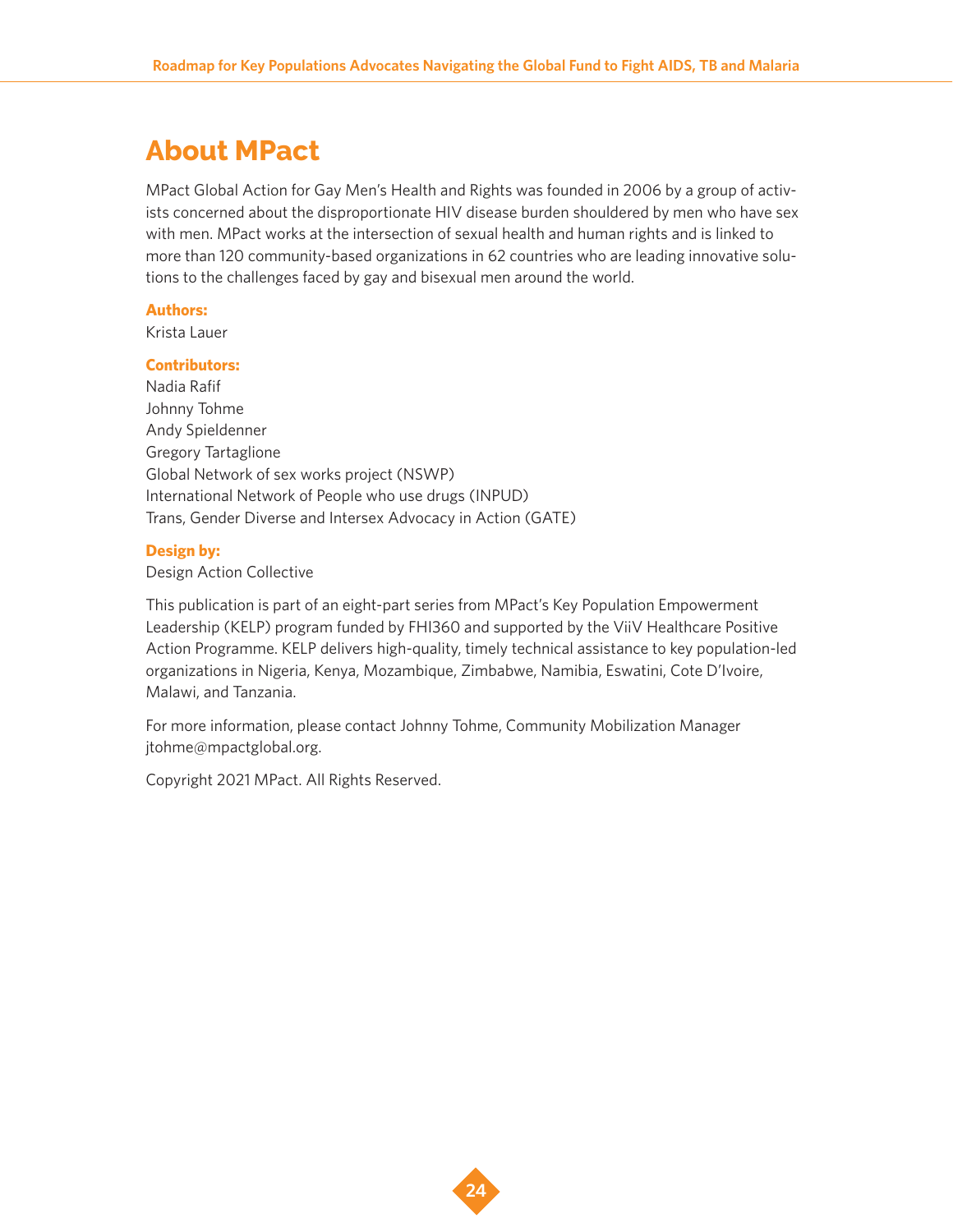# About MPact

MPact Global Action for Gay Men's Health and Rights was founded in 2006 by a group of activists concerned about the disproportionate HIV disease burden shouldered by men who have sex with men. MPact works at the intersection of sexual health and human rights and is linked to more than 120 community-based organizations in 62 countries who are leading innovative solutions to the challenges faced by gay and bisexual men around the world.

**Authors:**
Krista Lauer

**Contributors:**
Nadia Rafif
Johnny Tohme
Andy Spieldenner
Gregory Tartaglione
Global Network of sex works project (NSWP)
International Network of People who use drugs (INPUD)
Trans, Gender Diverse and Intersex Advocacy in Action (GATE)

**Design by:**
Design Action Collective

This publication is part of an eight-part series from MPact's Key Population Empowerment Leadership (KELP) program funded by FHI360 and supported by the ViiV Healthcare Positive Action Programme. KELP delivers high-quality, timely technical assistance to key population-led organizations in Nigeria, Kenya, Mozambique, Zimbabwe, Namibia, Eswatini, Cote D'Ivoire, Malawi, and Tanzania.

For more information, please contact Johnny Tohme, Community Mobilization Manager jtohme@mpactglobal.org.

Copyright 2021 MPact. All Rights Reserved.